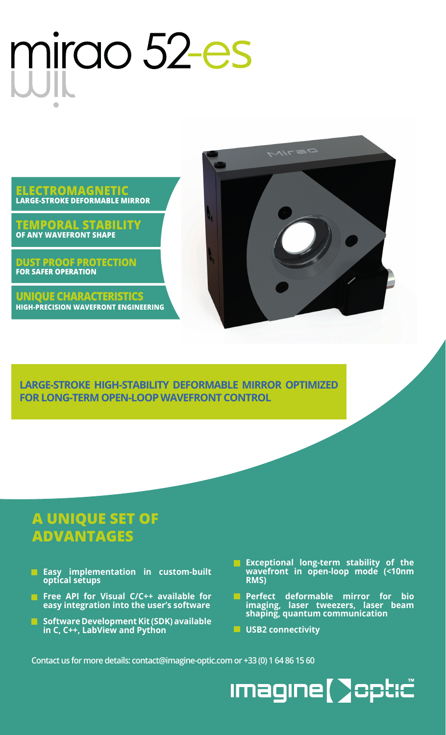# mirao 52-es

**ELECTROMAGNETIC**
**LARGE-STROKE DEFORMABLE MIRROR**

**TEMPORAL STABILITY**
**OF ANY WAVEFRONT SHAPE**

**DUST PROOF PROTECTION**
**FOR SAFER OPERATION**

**UNIQUE CHARACTERISTICS**
**HIGH-PRECISION WAVEFRONT ENGINEERING**

**LARGE-STROKE HIGH-STABILITY DEFORMABLE MIRROR OPTIMIZED FOR LONG-TERM OPEN-LOOP WAVEFRONT CONTROL**

## A UNIQUE SET OF ADVANTAGES

- **Easy implementation in custom-built optical setups**
- **Free API for Visual C/C++ available for easy integration into the user's software**
- **Software Development Kit (SDK) available in C, C++, LabView and Python**
- **Exceptional long-term stability of the wavefront in open-loop mode (<10nm RMS)**
- **Perfect deformable mirror for bio imaging, laser tweezers, laser beam shaping, quantum communication**
- **USB2 connectivity**

Contact us for more details: contact@imagine-optic.com or +33 (0) 1 64 86 15 60

imagine optic™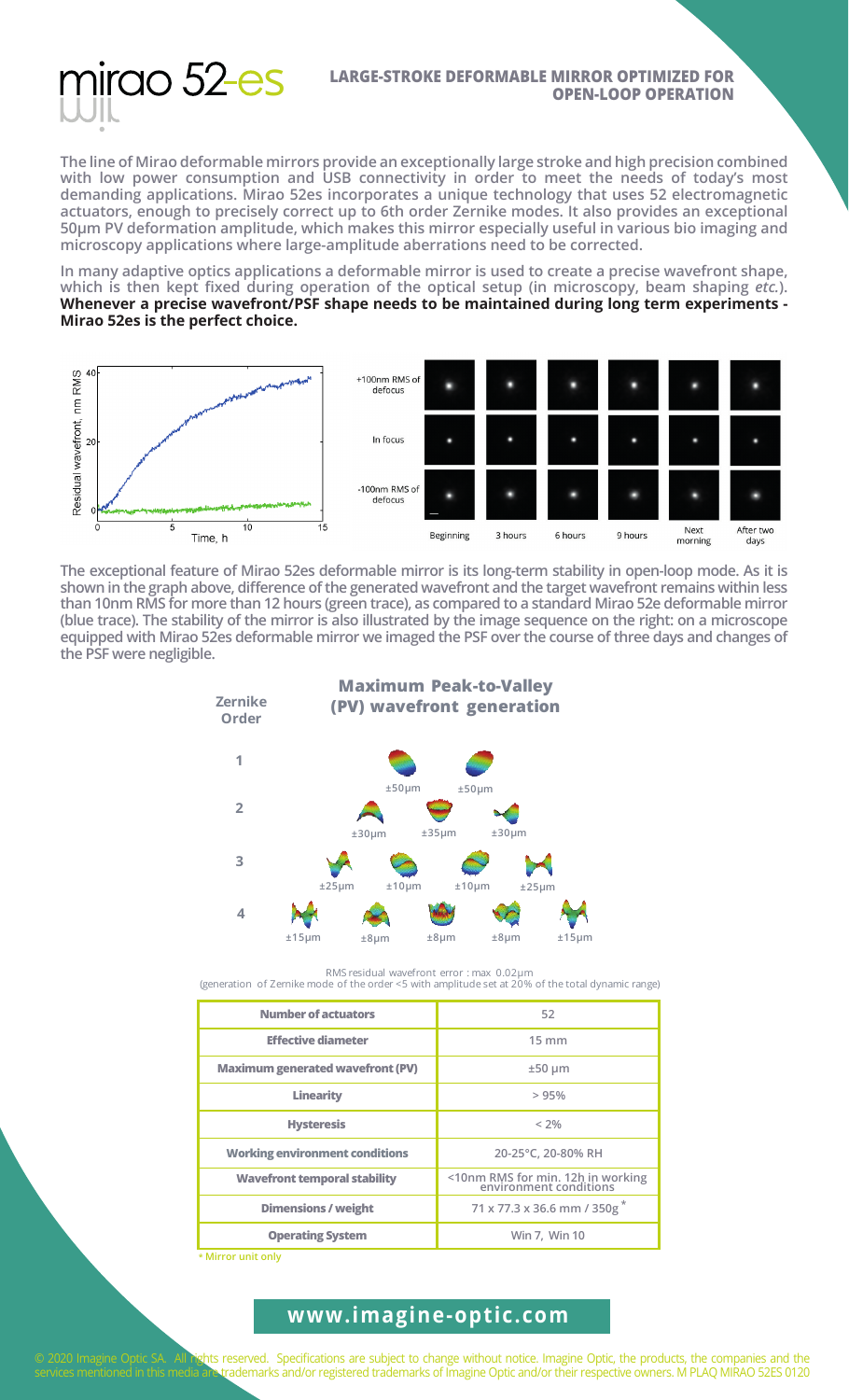# mirao 52-es

## LARGE-STROKE DEFORMABLE MIRROR OPTIMIZED FOR OPEN-LOOP OPERATION

**The line of Mirao deformable mirrors provide an exceptionally large stroke and high precision combined with low power consumption and USB connectivity in order to meet the needs of today's most demanding applications. Mirao 52es incorporates a unique technology that uses 52 electromagnetic actuators, enough to precisely correct up to 6th order Zernike modes. It also provides an exceptional 50µm PV deformation amplitude, which makes this mirror especially useful in various bio imaging and microscopy applications where large-amplitude aberrations need to be corrected.**

**In many adaptive optics applications a deformable mirror is used to create a precise wavefront shape, which is then kept fixed during operation of the optical setup (in microscopy, beam shaping *etc.*).**
**Whenever a precise wavefront/PSF shape needs to be maintained during long term experiments - Mirao 52es is the perfect choice.**

Residual wavefront, nm RMS
40
20
0
0 5 10 15
Time, h

+100nm RMS of defocus
In focus
-100nm RMS of defocus
Beginning 3 hours 6 hours 9 hours Next morning After two days

**The exceptional feature of Mirao 52es deformable mirror is its long-term stability in open-loop mode. As it is shown in the graph above, difference of the generated wavefront and the target wavefront remains within less than 10nm RMS for more than 12 hours (green trace), as compared to a standard Mirao 52e deformable mirror (blue trace). The stability of the mirror is also illustrated by the image sequence on the right: on a microscope equipped with Mirao 52es deformable mirror we imaged the PSF over the course of three days and changes of the PSF were negligible.**

### Maximum Peak-to-Valley (PV) wavefront generation

Zernike Order

1
±50µm ±50µm

2
±30µm ±35µm ±30µm

3
±25µm ±10µm ±10µm ±25µm

4
±15µm ±8µm ±8µm ±8µm ±15µm

RMS residual wavefront error : max 0.02µm
(generation of Zernike mode of the order <5 with amplitude set at 20% of the total dynamic range)

| | |
|---|---|
| **Number of actuators** | 52 |
| **Effective diameter** | 15 mm |
| **Maximum generated wavefront (PV)** | ±50 µm |
| **Linearity** | > 95% |
| **Hysteresis** | < 2% |
| **Working environment conditions** | 20-25°C, 20-80% RH |
| **Wavefront temporal stability** | <10nm RMS for min. 12h in working environment conditions |
| **Dimensions / weight** | 71 x 77.3 x 36.6 mm / 350g * |
| **Operating System** | Win 7, Win 10 |

* Mirror unit only

**www.imagine-optic.com**

© 2020 Imagine Optic SA. All rights reserved. Specifications are subject to change without notice. Imagine Optic, the products, the companies and the services mentioned in this media are trademarks and/or registered trademarks of Imagine Optic and/or their respective owners. M PLAQ MIRAO 52ES 0120